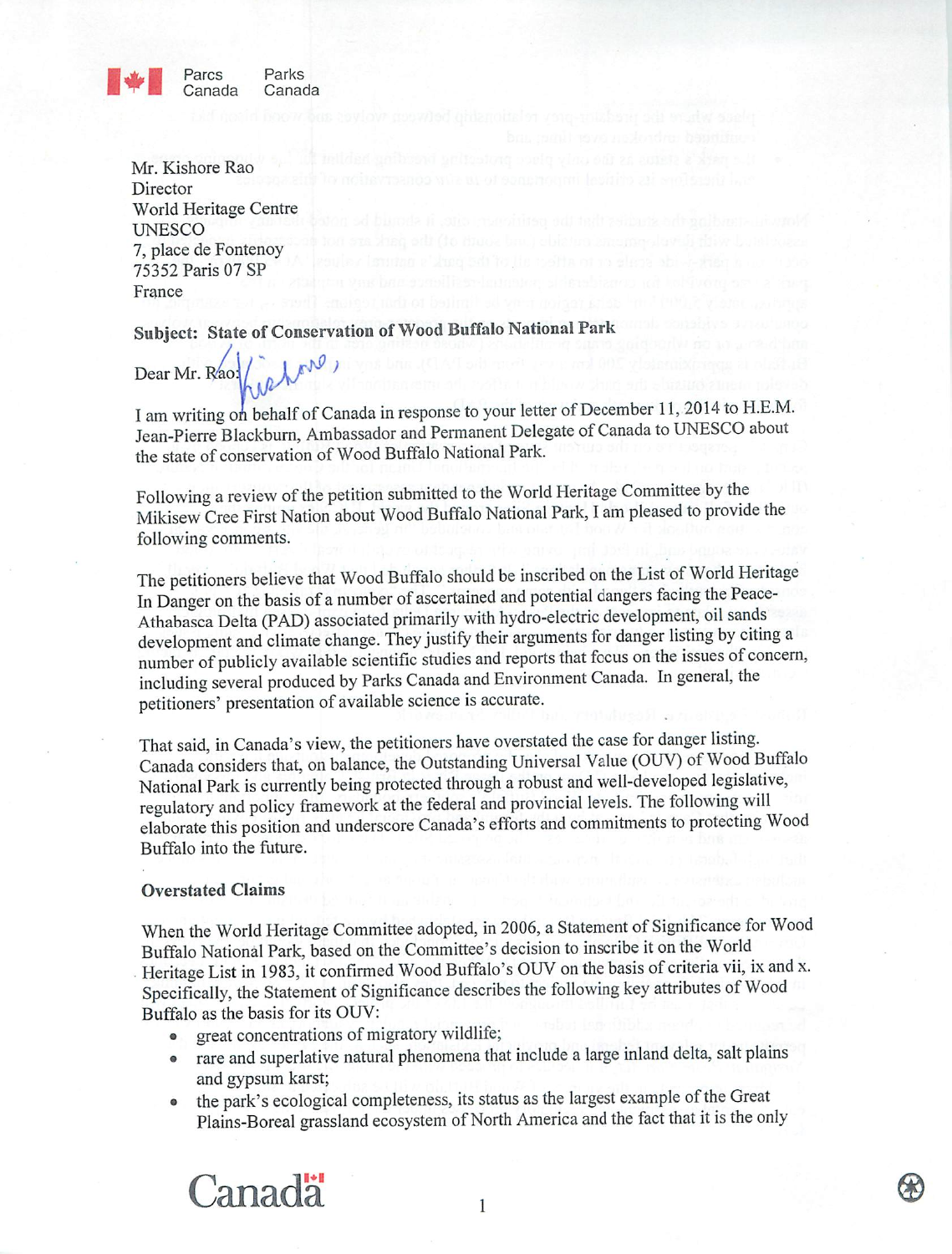Parcs Canada Parks Canada

Mr. Kishore Rao
Director
World Heritage Centre
UNESCO
7, place de Fontenoy
75352 Paris 07 SP
France

**Subject: State of Conservation of Wood Buffalo National Park**

Dear Mr. Rao: Kishore,

I am writing on behalf of Canada in response to your letter of December 11, 2014 to H.E.M. Jean-Pierre Blackburn, Ambassador and Permanent Delegate of Canada to UNESCO about the state of conservation of Wood Buffalo National Park.

Following a review of the petition submitted to the World Heritage Committee by the Mikisew Cree First Nation about Wood Buffalo National Park, I am pleased to provide the following comments.

The petitioners believe that Wood Buffalo should be inscribed on the List of World Heritage In Danger on the basis of a number of ascertained and potential dangers facing the Peace-Athabasca Delta (PAD) associated primarily with hydro-electric development, oil sands development and climate change. They justify their arguments for danger listing by citing a number of publicly available scientific studies and reports that focus on the issues of concern, including several produced by Parks Canada and Environment Canada. In general, the petitioners' presentation of available science is accurate.

That said, in Canada's view, the petitioners have overstated the case for danger listing. Canada considers that, on balance, the Outstanding Universal Value (OUV) of Wood Buffalo National Park is currently being protected through a robust and well-developed legislative, regulatory and policy framework at the federal and provincial levels. The following will elaborate this position and underscore Canada's efforts and commitments to protecting Wood Buffalo into the future.

**Overstated Claims**

When the World Heritage Committee adopted, in 2006, a Statement of Significance for Wood Buffalo National Park, based on the Committee's decision to inscribe it on the World Heritage List in 1983, it confirmed Wood Buffalo's OUV on the basis of criteria vii, ix and x. Specifically, the Statement of Significance describes the following key attributes of Wood Buffalo as the basis for its OUV:

- great concentrations of migratory wildlife;
- rare and superlative natural phenomena that include a large inland delta, salt plains and gypsum karst;
- the park's ecological completeness, its status as the largest example of the Great Plains-Boreal grassland ecosystem of North America and the fact that it is the only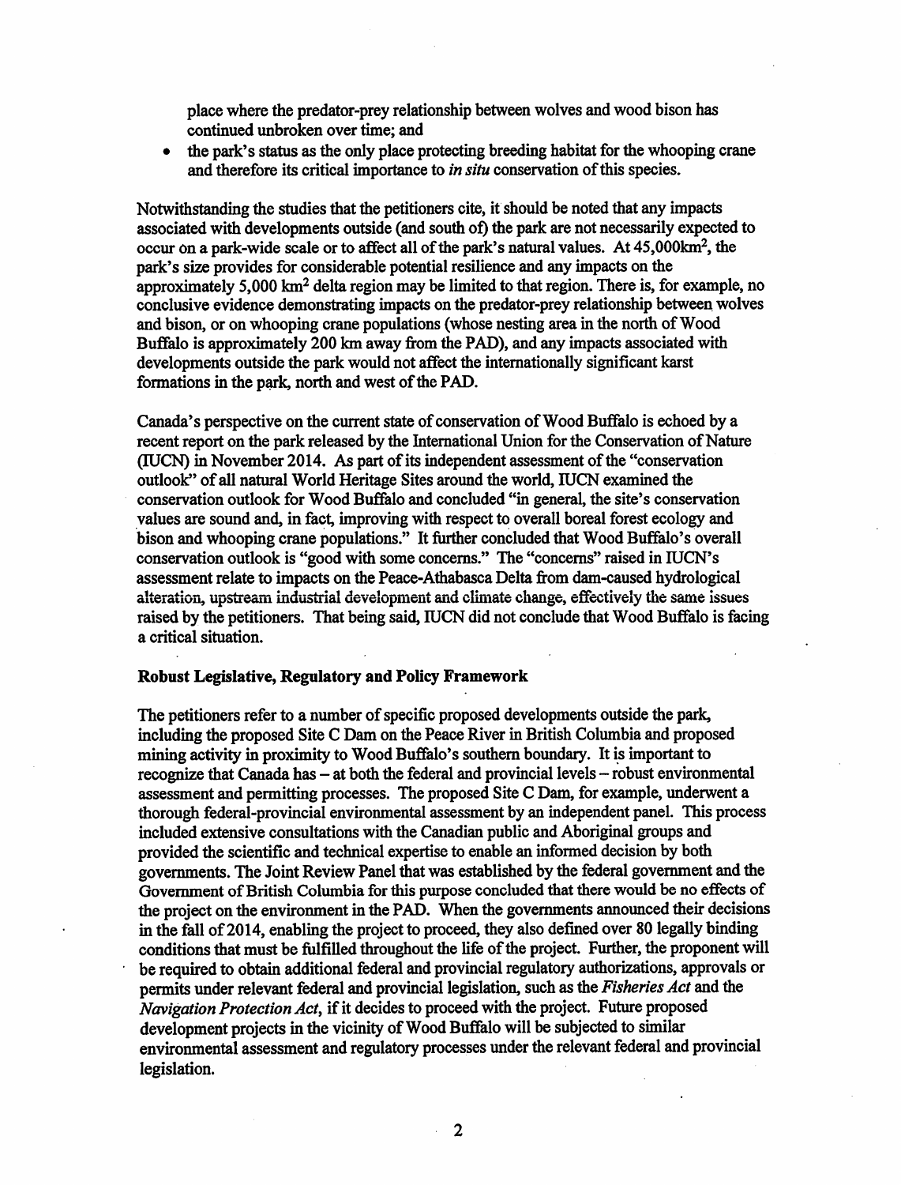place where the predator-prey relationship between wolves and wood bison has continued unbroken over time; and

- the park's status as the only place protecting breeding habitat for the whooping crane and therefore its critical importance to *in situ* conservation of this species.

Notwithstanding the studies that the petitioners cite, it should be noted that any impacts associated with developments outside (and south of) the park are not necessarily expected to occur on a park-wide scale or to affect all of the park's natural values. At 45,000km$^2$, the park's size provides for considerable potential resilience and any impacts on the approximately 5,000 km$^2$ delta region may be limited to that region. There is, for example, no conclusive evidence demonstrating impacts on the predator-prey relationship between wolves and bison, or on whooping crane populations (whose nesting area in the north of Wood Buffalo is approximately 200 km away from the PAD), and any impacts associated with developments outside the park would not affect the internationally significant karst formations in the park, north and west of the PAD.

Canada's perspective on the current state of conservation of Wood Buffalo is echoed by a recent report on the park released by the International Union for the Conservation of Nature (IUCN) in November 2014. As part of its independent assessment of the "conservation outlook" of all natural World Heritage Sites around the world, IUCN examined the conservation outlook for Wood Buffalo and concluded "in general, the site's conservation values are sound and, in fact, improving with respect to overall boreal forest ecology and bison and whooping crane populations." It further concluded that Wood Buffalo's overall conservation outlook is "good with some concerns." The "concerns" raised in IUCN's assessment relate to impacts on the Peace-Athabasca Delta from dam-caused hydrological alteration, upstream industrial development and climate change, effectively the same issues raised by the petitioners. That being said, IUCN did not conclude that Wood Buffalo is facing a critical situation.

**Robust Legislative, Regulatory and Policy Framework**

The petitioners refer to a number of specific proposed developments outside the park, including the proposed Site C Dam on the Peace River in British Columbia and proposed mining activity in proximity to Wood Buffalo's southern boundary. It is important to recognize that Canada has – at both the federal and provincial levels – robust environmental assessment and permitting processes. The proposed Site C Dam, for example, underwent a thorough federal-provincial environmental assessment by an independent panel. This process included extensive consultations with the Canadian public and Aboriginal groups and provided the scientific and technical expertise to enable an informed decision by both governments. The Joint Review Panel that was established by the federal government and the Government of British Columbia for this purpose concluded that there would be no effects of the project on the environment in the PAD. When the governments announced their decisions in the fall of 2014, enabling the project to proceed, they also defined over 80 legally binding conditions that must be fulfilled throughout the life of the project. Further, the proponent will be required to obtain additional federal and provincial regulatory authorizations, approvals or permits under relevant federal and provincial legislation, such as the *Fisheries Act* and the *Navigation Protection Act*, if it decides to proceed with the project. Future proposed development projects in the vicinity of Wood Buffalo will be subjected to similar environmental assessment and regulatory processes under the relevant federal and provincial legislation.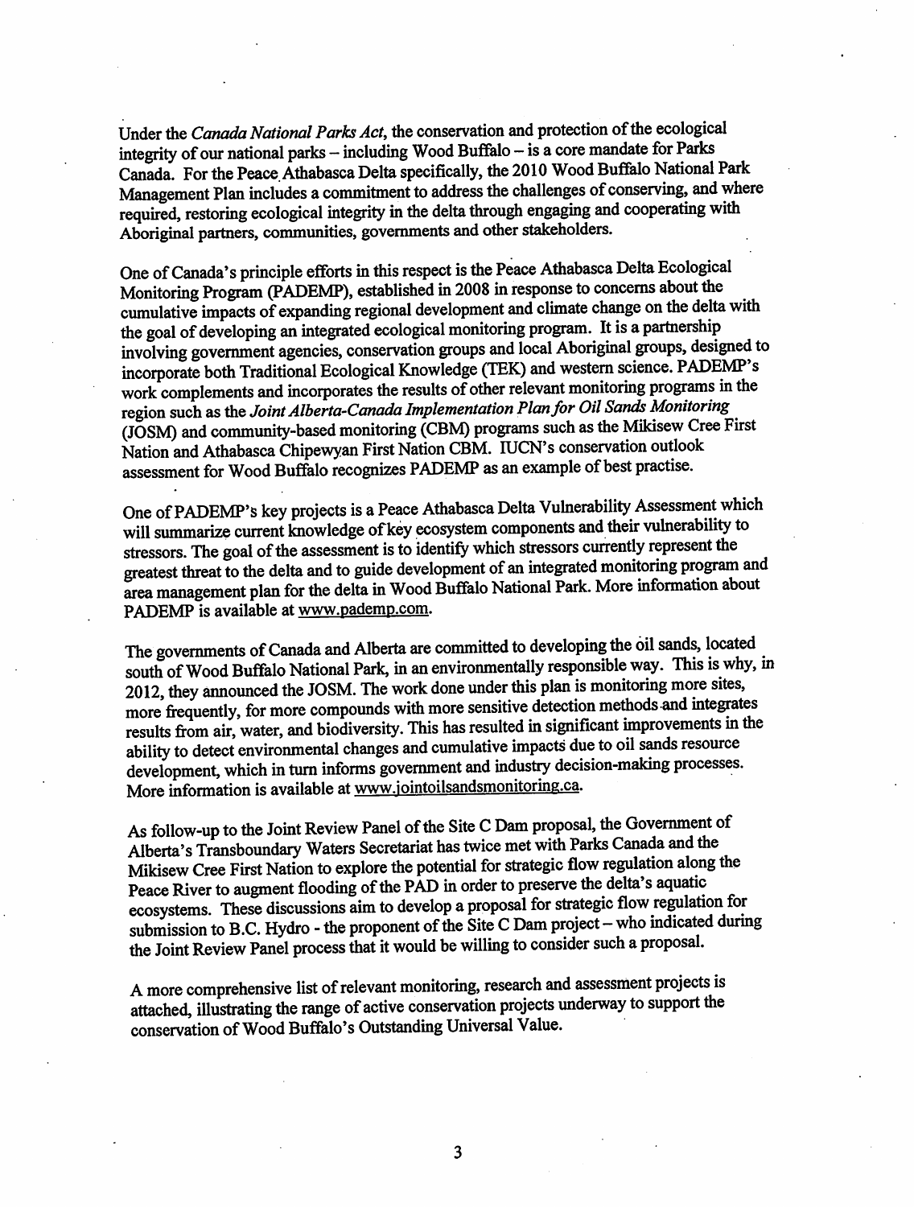Under the *Canada National Parks Act*, the conservation and protection of the ecological integrity of our national parks – including Wood Buffalo – is a core mandate for Parks Canada. For the Peace Athabasca Delta specifically, the 2010 Wood Buffalo National Park Management Plan includes a commitment to address the challenges of conserving, and where required, restoring ecological integrity in the delta through engaging and cooperating with Aboriginal partners, communities, governments and other stakeholders.

One of Canada's principle efforts in this respect is the Peace Athabasca Delta Ecological Monitoring Program (PADEMP), established in 2008 in response to concerns about the cumulative impacts of expanding regional development and climate change on the delta with the goal of developing an integrated ecological monitoring program. It is a partnership involving government agencies, conservation groups and local Aboriginal groups, designed to incorporate both Traditional Ecological Knowledge (TEK) and western science. PADEMP's work complements and incorporates the results of other relevant monitoring programs in the region such as the *Joint Alberta-Canada Implementation Plan for Oil Sands Monitoring* (JOSM) and community-based monitoring (CBM) programs such as the Mikisew Cree First Nation and Athabasca Chipewyan First Nation CBM. IUCN's conservation outlook assessment for Wood Buffalo recognizes PADEMP as an example of best practise.

One of PADEMP's key projects is a Peace Athabasca Delta Vulnerability Assessment which will summarize current knowledge of key ecosystem components and their vulnerability to stressors. The goal of the assessment is to identify which stressors currently represent the greatest threat to the delta and to guide development of an integrated monitoring program and area management plan for the delta in Wood Buffalo National Park. More information about PADEMP is available at www.pademp.com.

The governments of Canada and Alberta are committed to developing the oil sands, located south of Wood Buffalo National Park, in an environmentally responsible way. This is why, in 2012, they announced the JOSM. The work done under this plan is monitoring more sites, more frequently, for more compounds with more sensitive detection methods and integrates results from air, water, and biodiversity. This has resulted in significant improvements in the ability to detect environmental changes and cumulative impacts due to oil sands resource development, which in turn informs government and industry decision-making processes. More information is available at www.jointoilsandsmonitoring.ca.

As follow-up to the Joint Review Panel of the Site C Dam proposal, the Government of Alberta's Transboundary Waters Secretariat has twice met with Parks Canada and the Mikisew Cree First Nation to explore the potential for strategic flow regulation along the Peace River to augment flooding of the PAD in order to preserve the delta's aquatic ecosystems. These discussions aim to develop a proposal for strategic flow regulation for submission to B.C. Hydro - the proponent of the Site C Dam project – who indicated during the Joint Review Panel process that it would be willing to consider such a proposal.

A more comprehensive list of relevant monitoring, research and assessment projects is attached, illustrating the range of active conservation projects underway to support the conservation of Wood Buffalo's Outstanding Universal Value.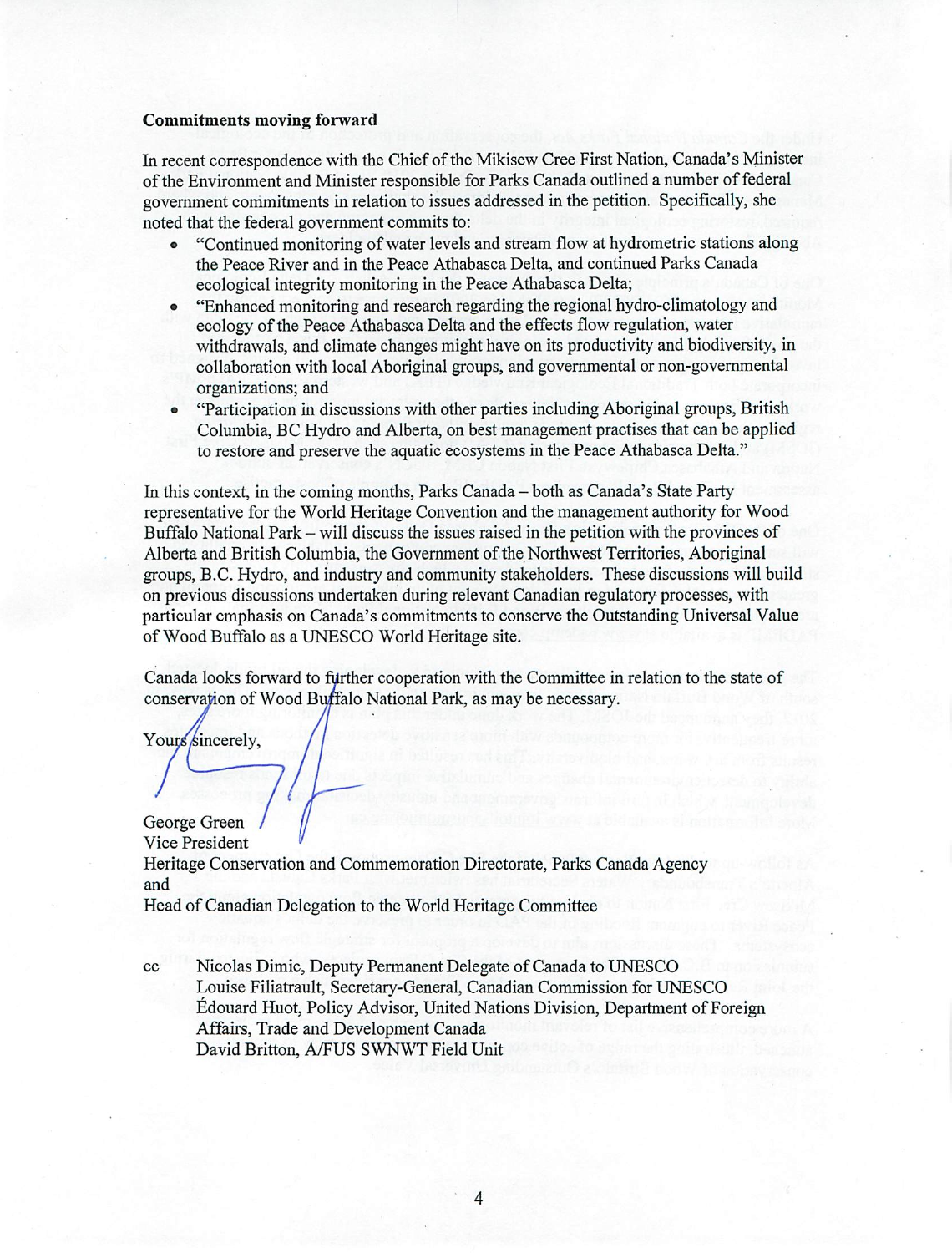**Commitments moving forward**

In recent correspondence with the Chief of the Mikisew Cree First Nation, Canada's Minister of the Environment and Minister responsible for Parks Canada outlined a number of federal government commitments in relation to issues addressed in the petition. Specifically, she noted that the federal government commits to:

- "Continued monitoring of water levels and stream flow at hydrometric stations along the Peace River and in the Peace Athabasca Delta, and continued Parks Canada ecological integrity monitoring in the Peace Athabasca Delta;
- "Enhanced monitoring and research regarding the regional hydro-climatology and ecology of the Peace Athabasca Delta and the effects flow regulation, water withdrawals, and climate changes might have on its productivity and biodiversity, in collaboration with local Aboriginal groups, and governmental or non-governmental organizations; and
- "Participation in discussions with other parties including Aboriginal groups, British Columbia, BC Hydro and Alberta, on best management practises that can be applied to restore and preserve the aquatic ecosystems in the Peace Athabasca Delta."

In this context, in the coming months, Parks Canada – both as Canada's State Party representative for the World Heritage Convention and the management authority for Wood Buffalo National Park – will discuss the issues raised in the petition with the provinces of Alberta and British Columbia, the Government of the Northwest Territories, Aboriginal groups, B.C. Hydro, and industry and community stakeholders. These discussions will build on previous discussions undertaken during relevant Canadian regulatory processes, with particular emphasis on Canada's commitments to conserve the Outstanding Universal Value of Wood Buffalo as a UNESCO World Heritage site.

Canada looks forward to further cooperation with the Committee in relation to the state of conservation of Wood Buffalo National Park, as may be necessary.

Yours sincerely,

George Green
Vice President
Heritage Conservation and Commemoration Directorate, Parks Canada Agency
and
Head of Canadian Delegation to the World Heritage Committee

cc Nicolas Dimic, Deputy Permanent Delegate of Canada to UNESCO
Louise Filiatrault, Secretary-General, Canadian Commission for UNESCO
Édouard Huot, Policy Advisor, United Nations Division, Department of Foreign Affairs, Trade and Development Canada
David Britton, A/FUS SWNWT Field Unit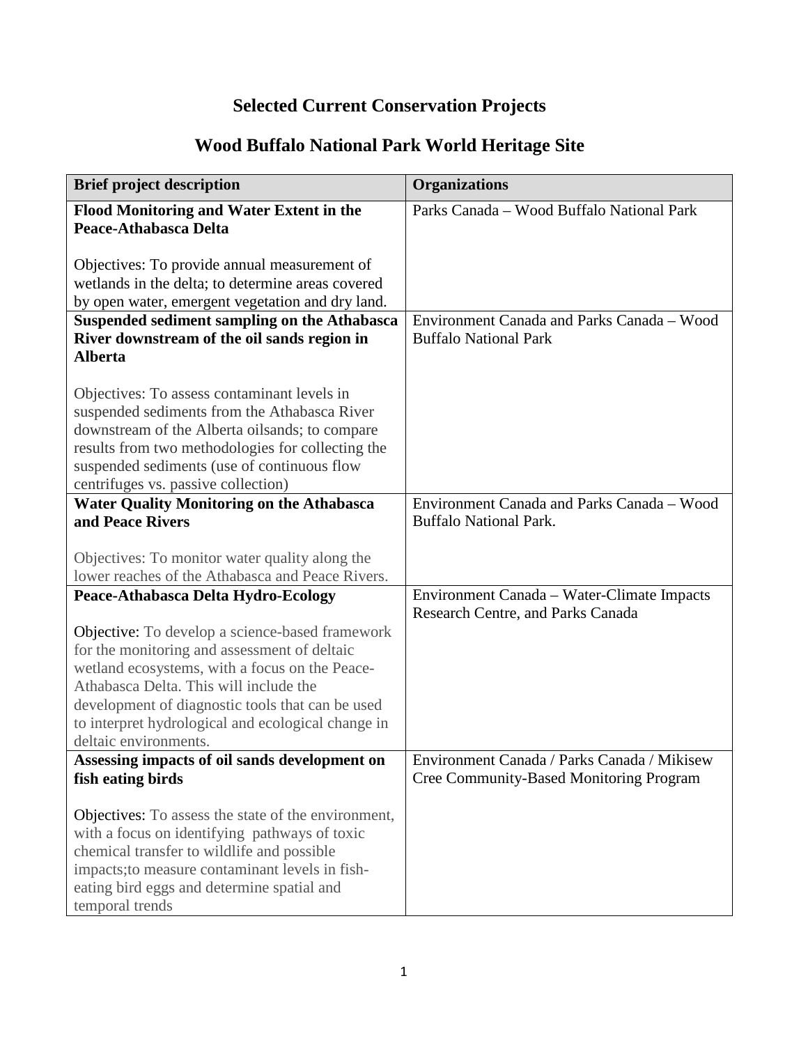# Selected Current Conservation Projects

## Wood Buffalo National Park World Heritage Site

| Brief project description | Organizations |
|---|---|
| **Flood Monitoring and Water Extent in the Peace-Athabasca Delta**<br><br>Objectives: To provide annual measurement of wetlands in the delta; to determine areas covered by open water, emergent vegetation and dry land. | Parks Canada – Wood Buffalo National Park |
| **Suspended sediment sampling on the Athabasca River downstream of the oil sands region in Alberta**<br><br>Objectives: To assess contaminant levels in suspended sediments from the Athabasca River downstream of the Alberta oilsands; to compare results from two methodologies for collecting the suspended sediments (use of continuous flow centrifuges vs. passive collection) | Environment Canada and Parks Canada – Wood Buffalo National Park |
| **Water Quality Monitoring on the Athabasca and Peace Rivers**<br><br>Objectives: To monitor water quality along the lower reaches of the Athabasca and Peace Rivers. | Environment Canada and Parks Canada – Wood Buffalo National Park. |
| **Peace-Athabasca Delta Hydro-Ecology**<br><br>Objective: To develop a science-based framework for the monitoring and assessment of deltaic wetland ecosystems, with a focus on the Peace-Athabasca Delta. This will include the development of diagnostic tools that can be used to interpret hydrological and ecological change in deltaic environments. | Environment Canada – Water-Climate Impacts Research Centre, and Parks Canada |
| **Assessing impacts of oil sands development on fish eating birds**<br><br>Objectives: To assess the state of the environment, with a focus on identifying pathways of toxic chemical transfer to wildlife and possible impacts;to measure contaminant levels in fish-eating bird eggs and determine spatial and temporal trends | Environment Canada / Parks Canada / Mikisew Cree Community-Based Monitoring Program |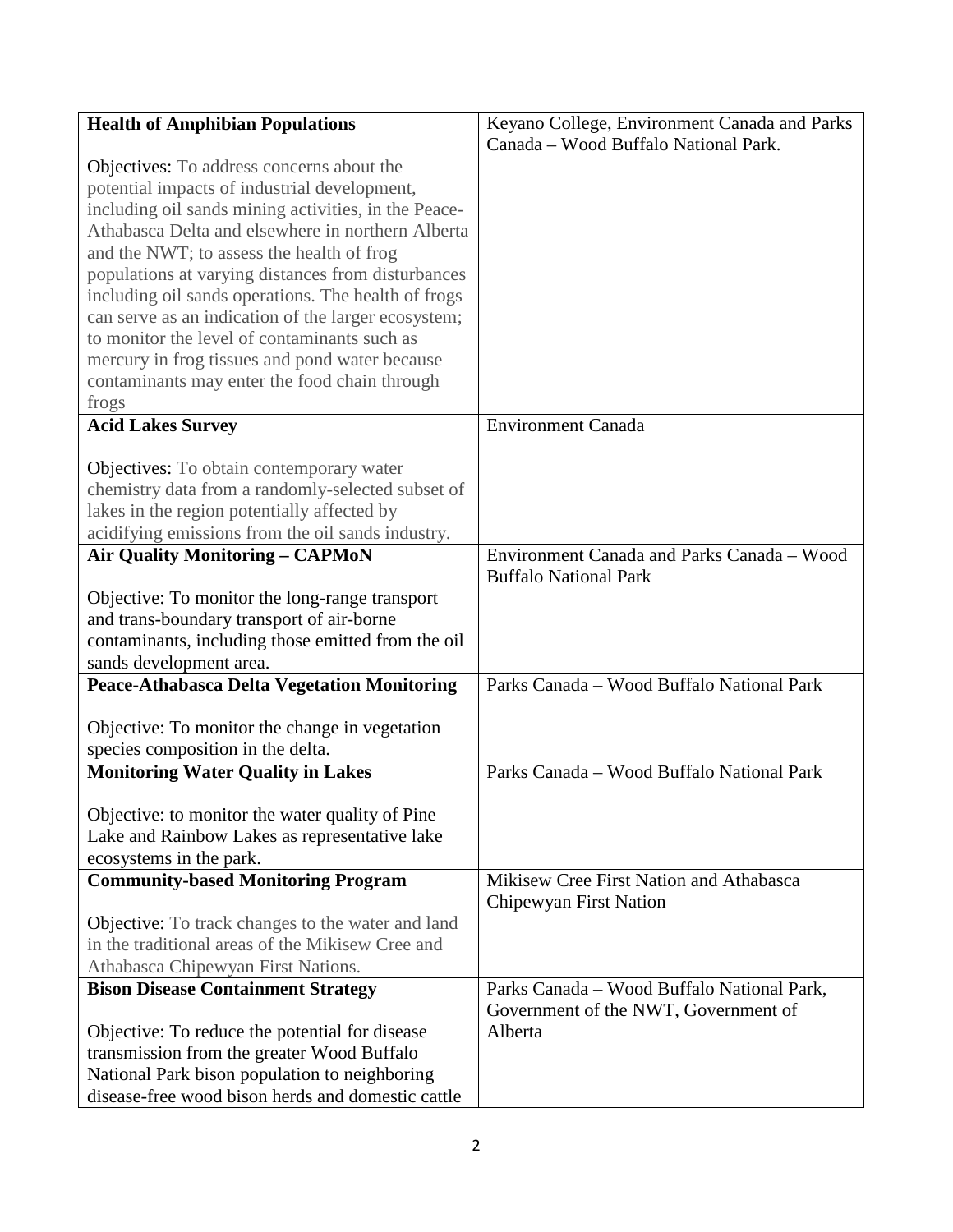| | |
|---|---|
| **Health of Amphibian Populations**<br><br>Objectives: To address concerns about the potential impacts of industrial development, including oil sands mining activities, in the Peace-Athabasca Delta and elsewhere in northern Alberta and the NWT; to assess the health of frog populations at varying distances from disturbances including oil sands operations. The health of frogs can serve as an indication of the larger ecosystem; to monitor the level of contaminants such as mercury in frog tissues and pond water because contaminants may enter the food chain through frogs | Keyano College, Environment Canada and Parks Canada – Wood Buffalo National Park. |
| **Acid Lakes Survey**<br><br>Objectives: To obtain contemporary water chemistry data from a randomly-selected subset of lakes in the region potentially affected by acidifying emissions from the oil sands industry. | Environment Canada |
| **Air Quality Monitoring – CAPMoN**<br><br>Objective: To monitor the long-range transport and trans-boundary transport of air-borne contaminants, including those emitted from the oil sands development area. | Environment Canada and Parks Canada – Wood Buffalo National Park |
| **Peace-Athabasca Delta Vegetation Monitoring**<br><br>Objective: To monitor the change in vegetation species composition in the delta. | Parks Canada – Wood Buffalo National Park |
| **Monitoring Water Quality in Lakes**<br><br>Objective: to monitor the water quality of Pine Lake and Rainbow Lakes as representative lake ecosystems in the park. | Parks Canada – Wood Buffalo National Park |
| **Community-based Monitoring Program**<br><br>Objective: To track changes to the water and land in the traditional areas of the Mikisew Cree and Athabasca Chipewyan First Nations. | Mikisew Cree First Nation and Athabasca Chipewyan First Nation |
| **Bison Disease Containment Strategy**<br><br>Objective: To reduce the potential for disease transmission from the greater Wood Buffalo National Park bison population to neighboring disease-free wood bison herds and domestic cattle | Parks Canada – Wood Buffalo National Park, Government of the NWT, Government of Alberta |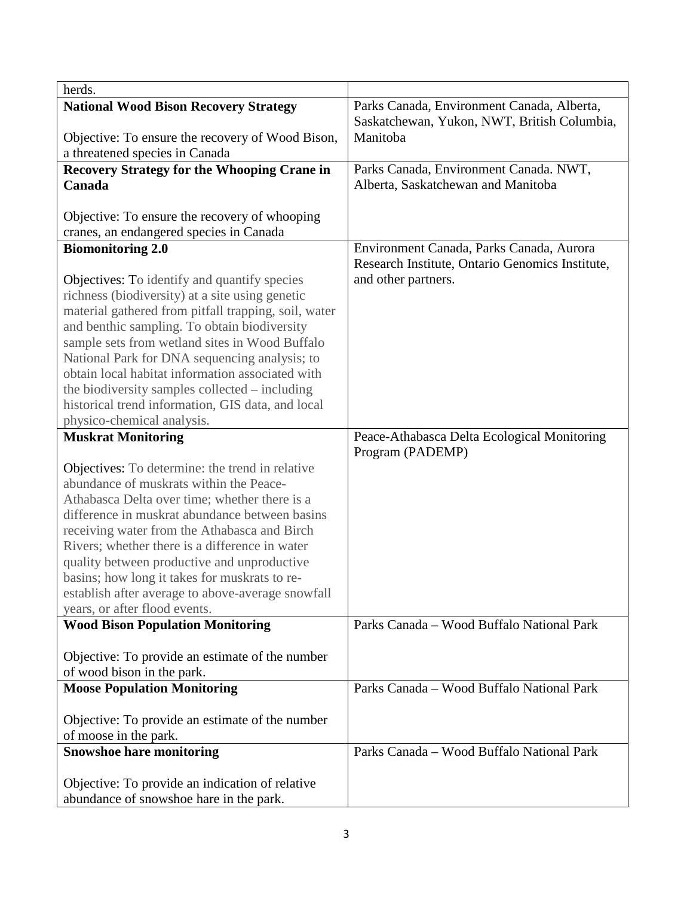| | |
|---|---|
| herds. | |
| **National Wood Bison Recovery Strategy**<br><br>Objective: To ensure the recovery of Wood Bison, a threatened species in Canada | Parks Canada, Environment Canada, Alberta, Saskatchewan, Yukon, NWT, British Columbia, Manitoba |
| **Recovery Strategy for the Whooping Crane in Canada**<br><br>Objective: To ensure the recovery of whooping cranes, an endangered species in Canada | Parks Canada, Environment Canada. NWT, Alberta, Saskatchewan and Manitoba |
| **Biomonitoring 2.0**<br><br>Objectives: To identify and quantify species richness (biodiversity) at a site using genetic material gathered from pitfall trapping, soil, water and benthic sampling. To obtain biodiversity sample sets from wetland sites in Wood Buffalo National Park for DNA sequencing analysis; to obtain local habitat information associated with the biodiversity samples collected – including historical trend information, GIS data, and local physico-chemical analysis. | Environment Canada, Parks Canada, Aurora Research Institute, Ontario Genomics Institute, and other partners. |
| **Muskrat Monitoring**<br><br>Objectives: To determine: the trend in relative abundance of muskrats within the Peace-Athabasca Delta over time; whether there is a difference in muskrat abundance between basins receiving water from the Athabasca and Birch Rivers; whether there is a difference in water quality between productive and unproductive basins; how long it takes for muskrats to re-establish after average to above-average snowfall years, or after flood events. | Peace-Athabasca Delta Ecological Monitoring Program (PADEMP) |
| **Wood Bison Population Monitoring**<br><br>Objective: To provide an estimate of the number of wood bison in the park. | Parks Canada – Wood Buffalo National Park |
| **Moose Population Monitoring**<br><br>Objective: To provide an estimate of the number of moose in the park. | Parks Canada – Wood Buffalo National Park |
| **Snowshoe hare monitoring**<br><br>Objective: To provide an indication of relative abundance of snowshoe hare in the park. | Parks Canada – Wood Buffalo National Park |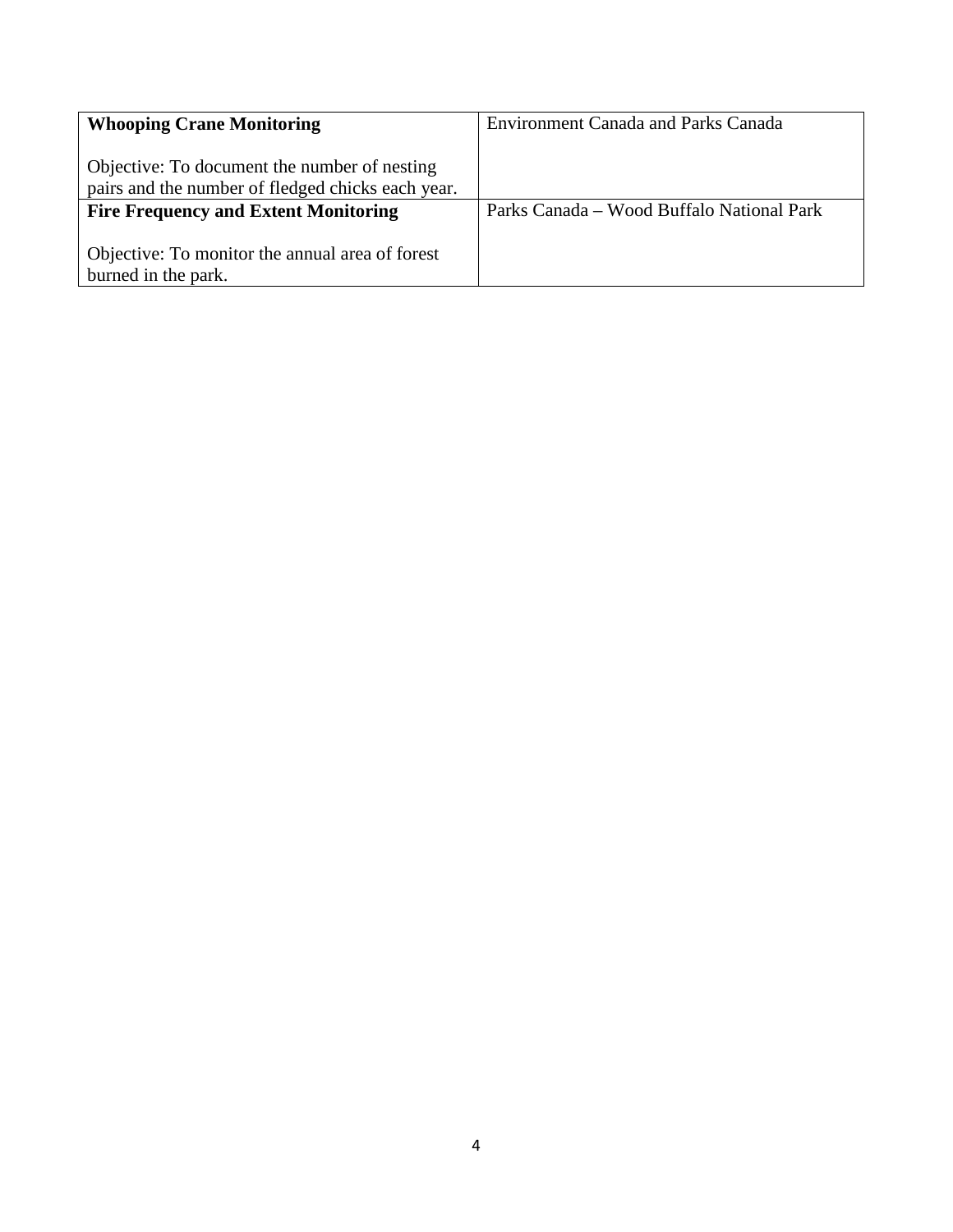| | |
|---|---|
| **Whooping Crane Monitoring**<br><br>Objective: To document the number of nesting pairs and the number of fledged chicks each year. | Environment Canada and Parks Canada |
| **Fire Frequency and Extent Monitoring**<br><br>Objective: To monitor the annual area of forest burned in the park. | Parks Canada – Wood Buffalo National Park |